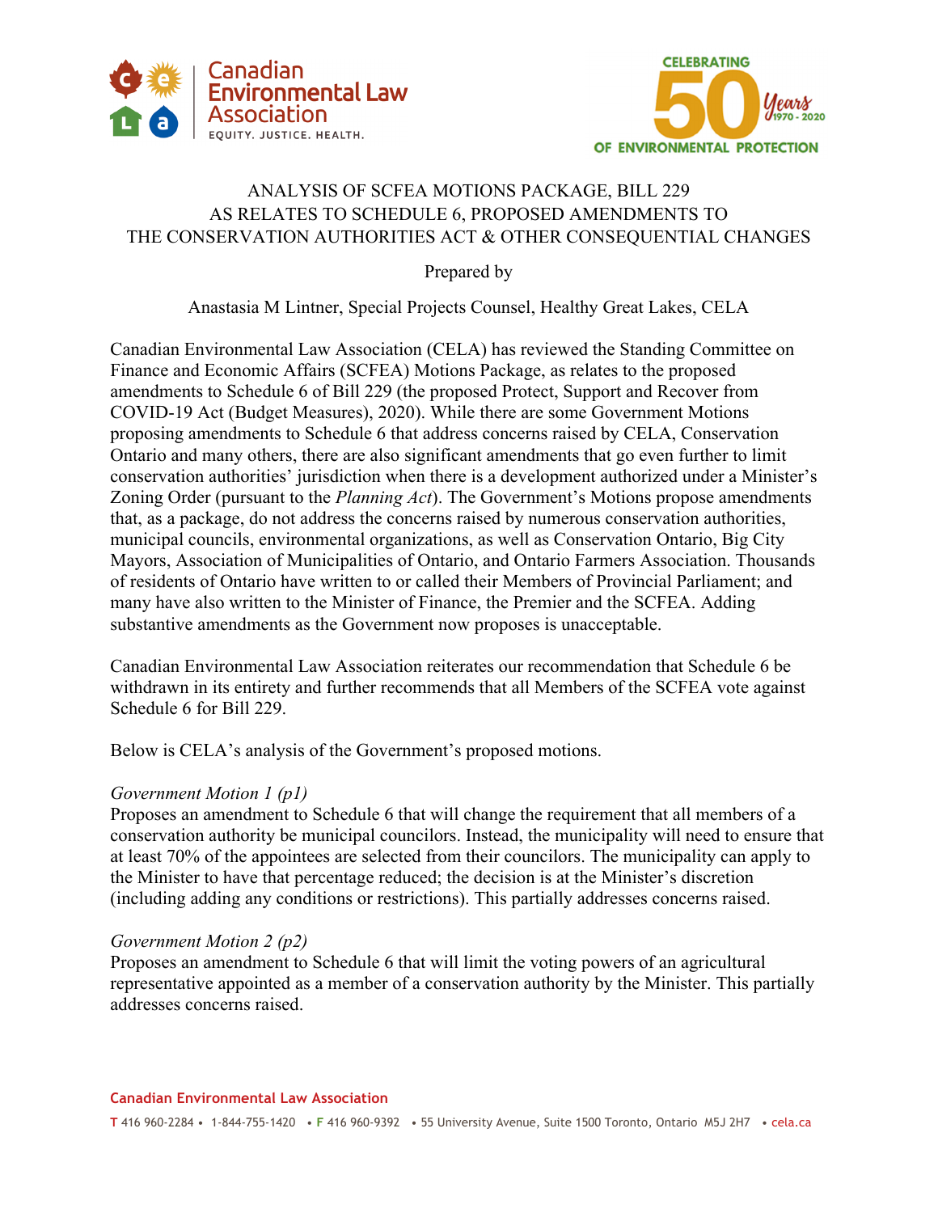# ANALYSIS OF SCFEA MOTIONS PACKAGE, BILL 229 AS RELATES TO SCHEDULE 6, PROPOSED AMENDMENTS TO THE CONSERVATION AUTHORITIES ACT & OTHER CONSEQUENTIAL CHANGES

Prepared by

Anastasia M Lintner, Special Projects Counsel, Healthy Great Lakes, CELA

Canadian Environmental Law Association (CELA) has reviewed the Standing Committee on Finance and Economic Affairs (SCFEA) Motions Package, as relates to the proposed amendments to Schedule 6 of Bill 229 (the proposed Protect, Support and Recover from COVID-19 Act (Budget Measures), 2020). While there are some Government Motions proposing amendments to Schedule 6 that address concerns raised by CELA, Conservation Ontario and many others, there are also significant amendments that go even further to limit conservation authorities' jurisdiction when there is a development authorized under a Minister's Zoning Order (pursuant to the *Planning Act*). The Government's Motions propose amendments that, as a package, do not address the concerns raised by numerous conservation authorities, municipal councils, environmental organizations, as well as Conservation Ontario, Big City Mayors, Association of Municipalities of Ontario, and Ontario Farmers Association. Thousands of residents of Ontario have written to or called their Members of Provincial Parliament; and many have also written to the Minister of Finance, the Premier and the SCFEA. Adding substantive amendments as the Government now proposes is unacceptable.

Canadian Environmental Law Association reiterates our recommendation that Schedule 6 be withdrawn in its entirety and further recommends that all Members of the SCFEA vote against Schedule 6 for Bill 229.

Below is CELA's analysis of the Government's proposed motions.

*Government Motion 1 (p1)*
Proposes an amendment to Schedule 6 that will change the requirement that all members of a conservation authority be municipal councilors. Instead, the municipality will need to ensure that at least 70% of the appointees are selected from their councilors. The municipality can apply to the Minister to have that percentage reduced; the decision is at the Minister's discretion (including adding any conditions or restrictions). This partially addresses concerns raised.

*Government Motion 2 (p2)*
Proposes an amendment to Schedule 6 that will limit the voting powers of an agricultural representative appointed as a member of a conservation authority by the Minister. This partially addresses concerns raised.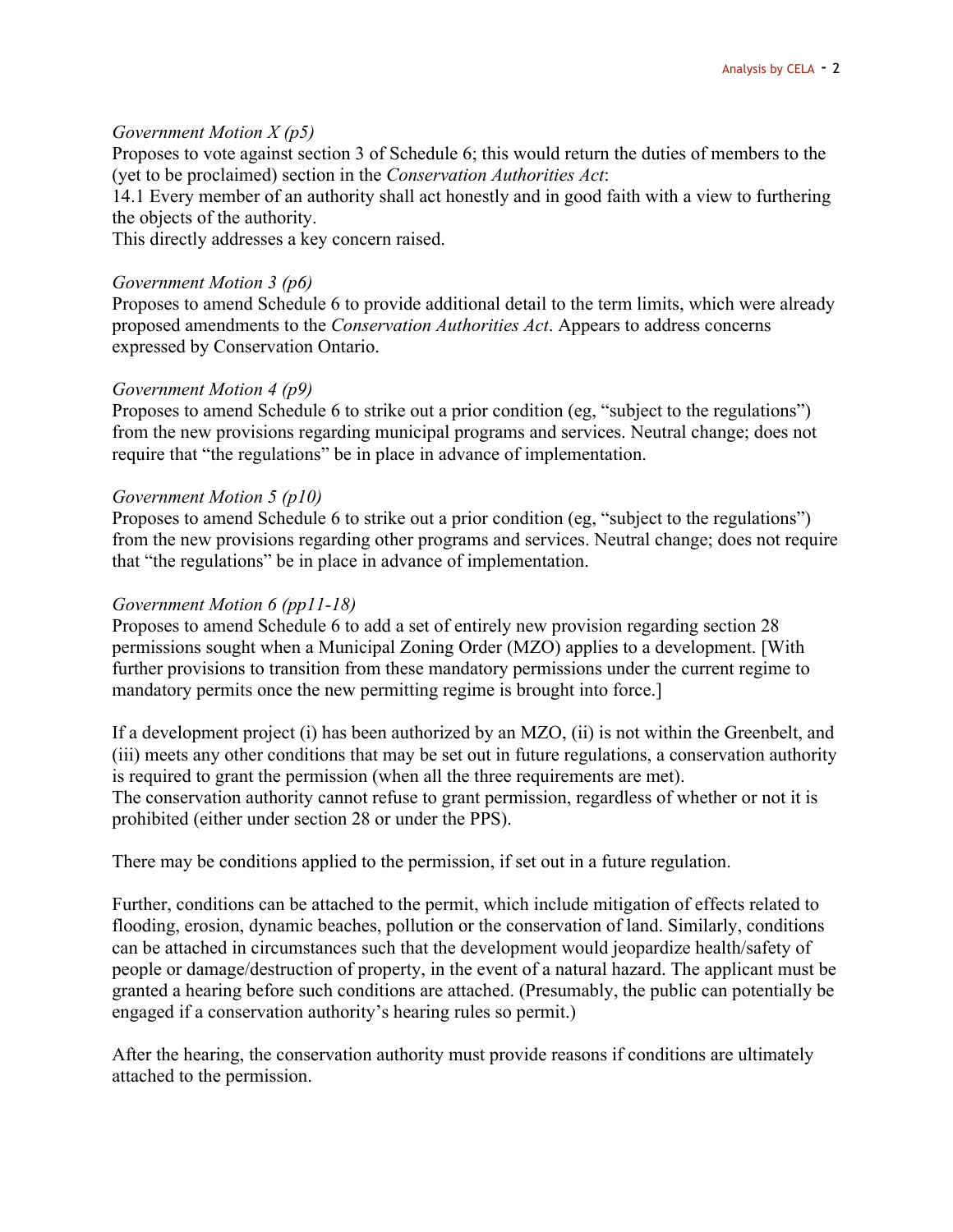*Government Motion X (p5)*
Proposes to vote against section 3 of Schedule 6; this would return the duties of members to the (yet to be proclaimed) section in the *Conservation Authorities Act*:
14.1 Every member of an authority shall act honestly and in good faith with a view to furthering the objects of the authority.
This directly addresses a key concern raised.

*Government Motion 3 (p6)*
Proposes to amend Schedule 6 to provide additional detail to the term limits, which were already proposed amendments to the *Conservation Authorities Act*. Appears to address concerns expressed by Conservation Ontario.

*Government Motion 4 (p9)*
Proposes to amend Schedule 6 to strike out a prior condition (eg, "subject to the regulations") from the new provisions regarding municipal programs and services. Neutral change; does not require that "the regulations" be in place in advance of implementation.

*Government Motion 5 (p10)*
Proposes to amend Schedule 6 to strike out a prior condition (eg, "subject to the regulations") from the new provisions regarding other programs and services. Neutral change; does not require that "the regulations" be in place in advance of implementation.

*Government Motion 6 (pp11-18)*
Proposes to amend Schedule 6 to add a set of entirely new provision regarding section 28 permissions sought when a Municipal Zoning Order (MZO) applies to a development. [With further provisions to transition from these mandatory permissions under the current regime to mandatory permits once the new permitting regime is brought into force.]

If a development project (i) has been authorized by an MZO, (ii) is not within the Greenbelt, and (iii) meets any other conditions that may be set out in future regulations, a conservation authority is required to grant the permission (when all the three requirements are met).
The conservation authority cannot refuse to grant permission, regardless of whether or not it is prohibited (either under section 28 or under the PPS).

There may be conditions applied to the permission, if set out in a future regulation.

Further, conditions can be attached to the permit, which include mitigation of effects related to flooding, erosion, dynamic beaches, pollution or the conservation of land. Similarly, conditions can be attached in circumstances such that the development would jeopardize health/safety of people or damage/destruction of property, in the event of a natural hazard. The applicant must be granted a hearing before such conditions are attached. (Presumably, the public can potentially be engaged if a conservation authority's hearing rules so permit.)

After the hearing, the conservation authority must provide reasons if conditions are ultimately attached to the permission.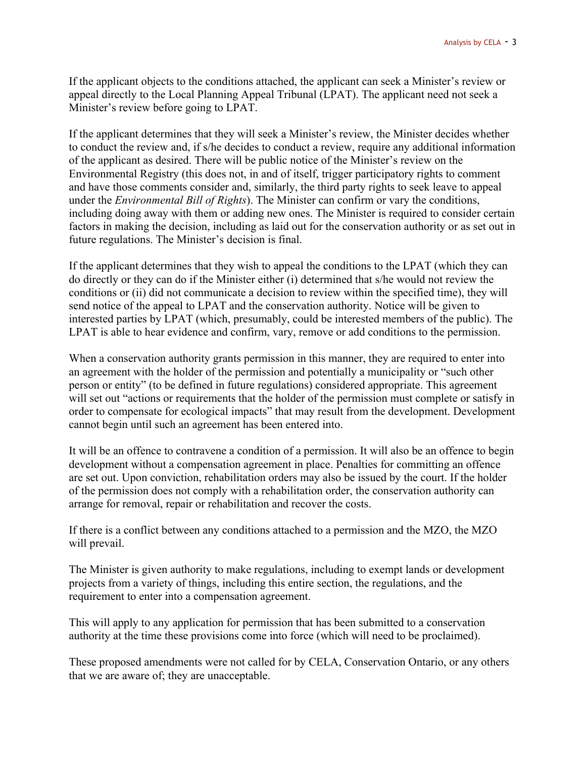If the applicant objects to the conditions attached, the applicant can seek a Minister's review or appeal directly to the Local Planning Appeal Tribunal (LPAT). The applicant need not seek a Minister's review before going to LPAT.

If the applicant determines that they will seek a Minister's review, the Minister decides whether to conduct the review and, if s/he decides to conduct a review, require any additional information of the applicant as desired. There will be public notice of the Minister's review on the Environmental Registry (this does not, in and of itself, trigger participatory rights to comment and have those comments consider and, similarly, the third party rights to seek leave to appeal under the *Environmental Bill of Rights*). The Minister can confirm or vary the conditions, including doing away with them or adding new ones. The Minister is required to consider certain factors in making the decision, including as laid out for the conservation authority or as set out in future regulations. The Minister's decision is final.

If the applicant determines that they wish to appeal the conditions to the LPAT (which they can do directly or they can do if the Minister either (i) determined that s/he would not review the conditions or (ii) did not communicate a decision to review within the specified time), they will send notice of the appeal to LPAT and the conservation authority. Notice will be given to interested parties by LPAT (which, presumably, could be interested members of the public). The LPAT is able to hear evidence and confirm, vary, remove or add conditions to the permission.

When a conservation authority grants permission in this manner, they are required to enter into an agreement with the holder of the permission and potentially a municipality or "such other person or entity" (to be defined in future regulations) considered appropriate. This agreement will set out "actions or requirements that the holder of the permission must complete or satisfy in order to compensate for ecological impacts" that may result from the development. Development cannot begin until such an agreement has been entered into.

It will be an offence to contravene a condition of a permission. It will also be an offence to begin development without a compensation agreement in place. Penalties for committing an offence are set out. Upon conviction, rehabilitation orders may also be issued by the court. If the holder of the permission does not comply with a rehabilitation order, the conservation authority can arrange for removal, repair or rehabilitation and recover the costs.

If there is a conflict between any conditions attached to a permission and the MZO, the MZO will prevail.

The Minister is given authority to make regulations, including to exempt lands or development projects from a variety of things, including this entire section, the regulations, and the requirement to enter into a compensation agreement.

This will apply to any application for permission that has been submitted to a conservation authority at the time these provisions come into force (which will need to be proclaimed).

These proposed amendments were not called for by CELA, Conservation Ontario, or any others that we are aware of; they are unacceptable.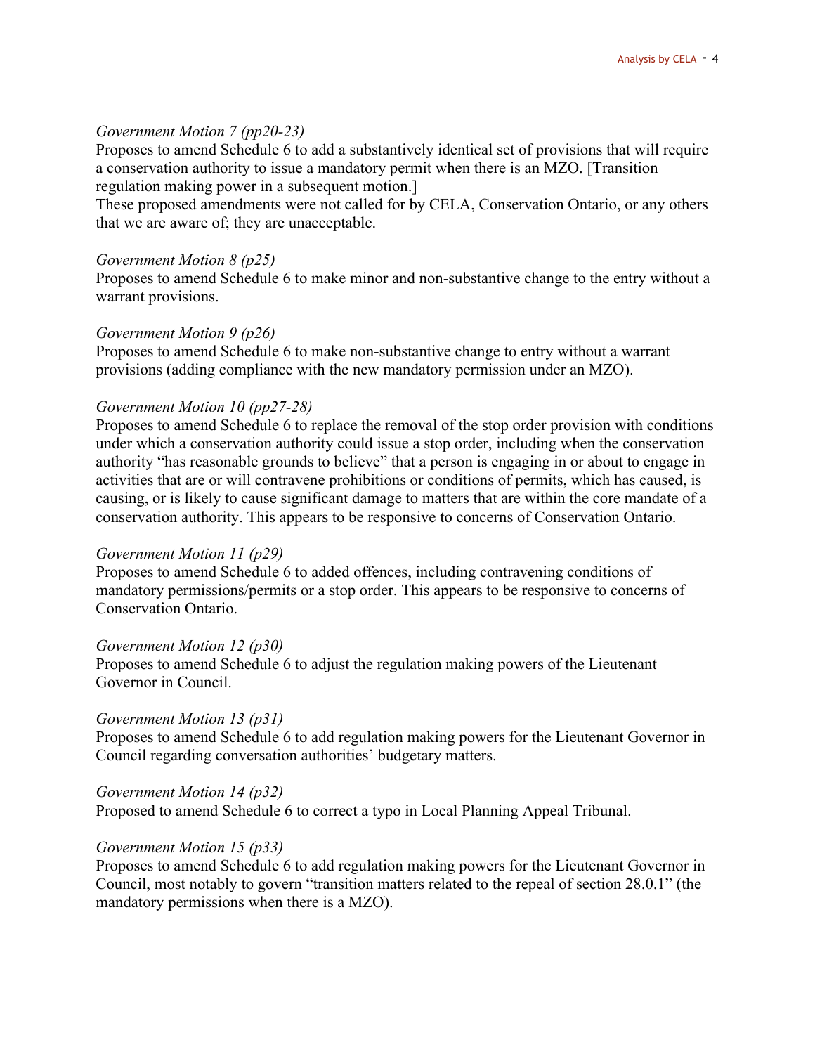*Government Motion 7 (pp20-23)*
Proposes to amend Schedule 6 to add a substantively identical set of provisions that will require a conservation authority to issue a mandatory permit when there is an MZO. [Transition regulation making power in a subsequent motion.]
These proposed amendments were not called for by CELA, Conservation Ontario, or any others that we are aware of; they are unacceptable.

*Government Motion 8 (p25)*
Proposes to amend Schedule 6 to make minor and non-substantive change to the entry without a warrant provisions.

*Government Motion 9 (p26)*
Proposes to amend Schedule 6 to make non-substantive change to entry without a warrant provisions (adding compliance with the new mandatory permission under an MZO).

*Government Motion 10 (pp27-28)*
Proposes to amend Schedule 6 to replace the removal of the stop order provision with conditions under which a conservation authority could issue a stop order, including when the conservation authority "has reasonable grounds to believe" that a person is engaging in or about to engage in activities that are or will contravene prohibitions or conditions of permits, which has caused, is causing, or is likely to cause significant damage to matters that are within the core mandate of a conservation authority. This appears to be responsive to concerns of Conservation Ontario.

*Government Motion 11 (p29)*
Proposes to amend Schedule 6 to added offences, including contravening conditions of mandatory permissions/permits or a stop order. This appears to be responsive to concerns of Conservation Ontario.

*Government Motion 12 (p30)*
Proposes to amend Schedule 6 to adjust the regulation making powers of the Lieutenant Governor in Council.

*Government Motion 13 (p31)*
Proposes to amend Schedule 6 to add regulation making powers for the Lieutenant Governor in Council regarding conversation authorities' budgetary matters.

*Government Motion 14 (p32)*
Proposed to amend Schedule 6 to correct a typo in Local Planning Appeal Tribunal.

*Government Motion 15 (p33)*
Proposes to amend Schedule 6 to add regulation making powers for the Lieutenant Governor in Council, most notably to govern "transition matters related to the repeal of section 28.0.1" (the mandatory permissions when there is a MZO).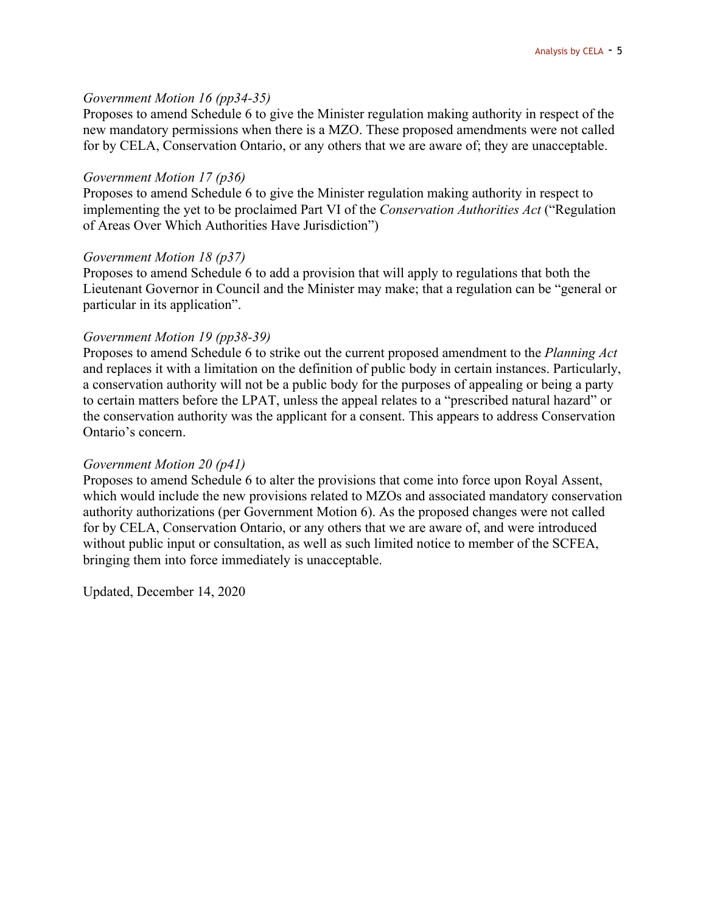*Government Motion 16 (pp34-35)*
Proposes to amend Schedule 6 to give the Minister regulation making authority in respect of the new mandatory permissions when there is a MZO. These proposed amendments were not called for by CELA, Conservation Ontario, or any others that we are aware of; they are unacceptable.

*Government Motion 17 (p36)*
Proposes to amend Schedule 6 to give the Minister regulation making authority in respect to implementing the yet to be proclaimed Part VI of the *Conservation Authorities Act* ("Regulation of Areas Over Which Authorities Have Jurisdiction")

*Government Motion 18 (p37)*
Proposes to amend Schedule 6 to add a provision that will apply to regulations that both the Lieutenant Governor in Council and the Minister may make; that a regulation can be "general or particular in its application".

*Government Motion 19 (pp38-39)*
Proposes to amend Schedule 6 to strike out the current proposed amendment to the *Planning Act* and replaces it with a limitation on the definition of public body in certain instances. Particularly, a conservation authority will not be a public body for the purposes of appealing or being a party to certain matters before the LPAT, unless the appeal relates to a "prescribed natural hazard" or the conservation authority was the applicant for a consent. This appears to address Conservation Ontario's concern.

*Government Motion 20 (p41)*
Proposes to amend Schedule 6 to alter the provisions that come into force upon Royal Assent, which would include the new provisions related to MZOs and associated mandatory conservation authority authorizations (per Government Motion 6). As the proposed changes were not called for by CELA, Conservation Ontario, or any others that we are aware of, and were introduced without public input or consultation, as well as such limited notice to member of the SCFEA, bringing them into force immediately is unacceptable.

Updated, December 14, 2020